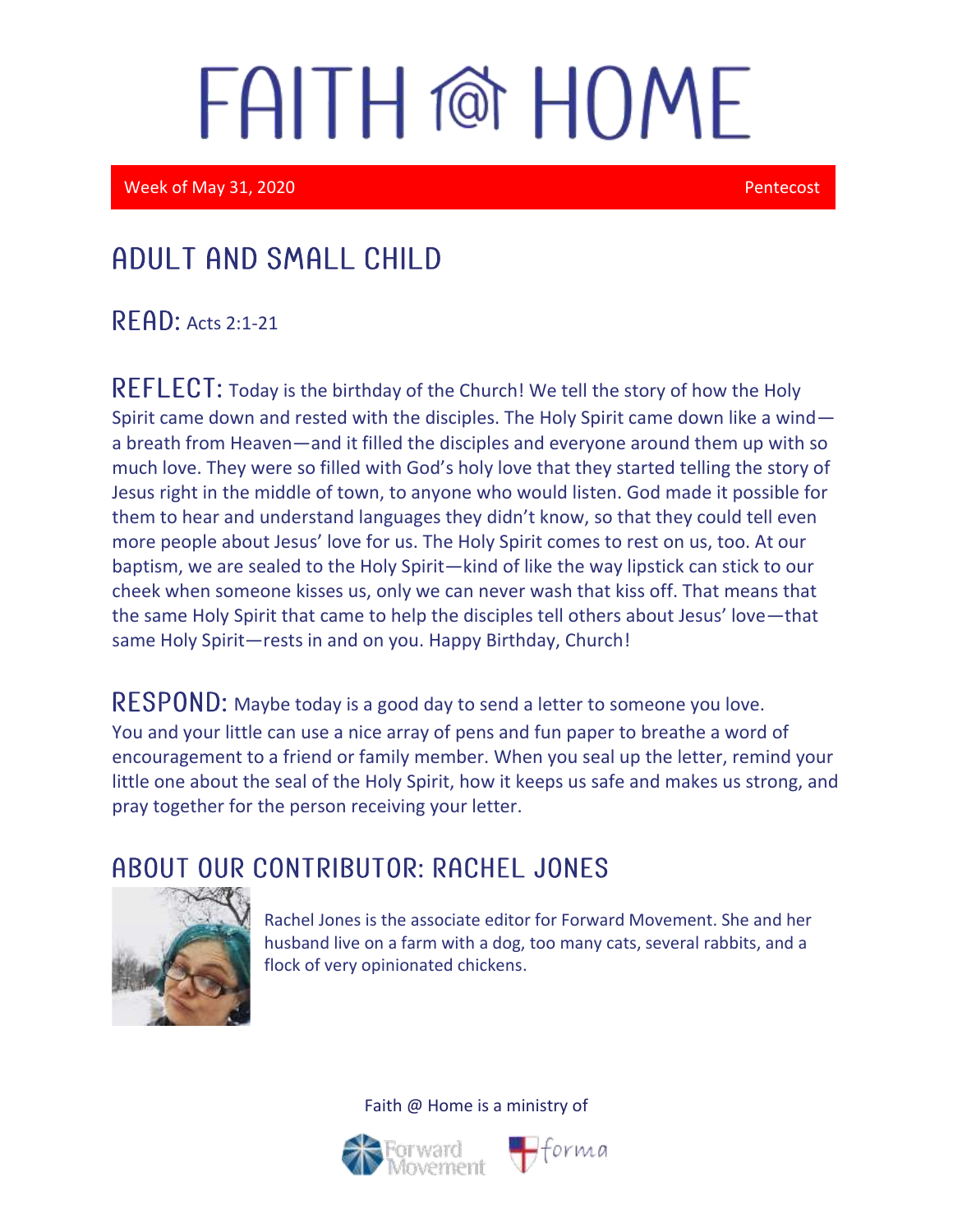# FAITH @ HOME

Week of May 31, 2020 | Pentecost

## ADULT AND SMALL CHILD

**READ:** Acts 2:1-21

**REFLECT:** Today is the birthday of the Church! We tell the story of how the Holy Spirit came down and rested with the disciples. The Holy Spirit came down like a wind—a breath from Heaven—and it filled the disciples and everyone around them up with so much love. They were so filled with God's holy love that they started telling the story of Jesus right in the middle of town, to anyone who would listen. God made it possible for them to hear and understand languages they didn't know, so that they could tell even more people about Jesus' love for us. The Holy Spirit comes to rest on us, too. At our baptism, we are sealed to the Holy Spirit—kind of like the way lipstick can stick to our cheek when someone kisses us, only we can never wash that kiss off. That means that the same Holy Spirit that came to help the disciples tell others about Jesus' love—that same Holy Spirit—rests in and on you. Happy Birthday, Church!

**RESPOND:** Maybe today is a good day to send a letter to someone you love. You and your little can use a nice array of pens and fun paper to breathe a word of encouragement to a friend or family member. When you seal up the letter, remind your little one about the seal of the Holy Spirit, how it keeps us safe and makes us strong, and pray together for the person receiving your letter.

## ABOUT OUR CONTRIBUTOR: RACHEL JONES

Rachel Jones is the associate editor for Forward Movement. She and her husband live on a farm with a dog, too many cats, several rabbits, and a flock of very opinionated chickens.

Faith @ Home is a ministry of

Forward Movement forma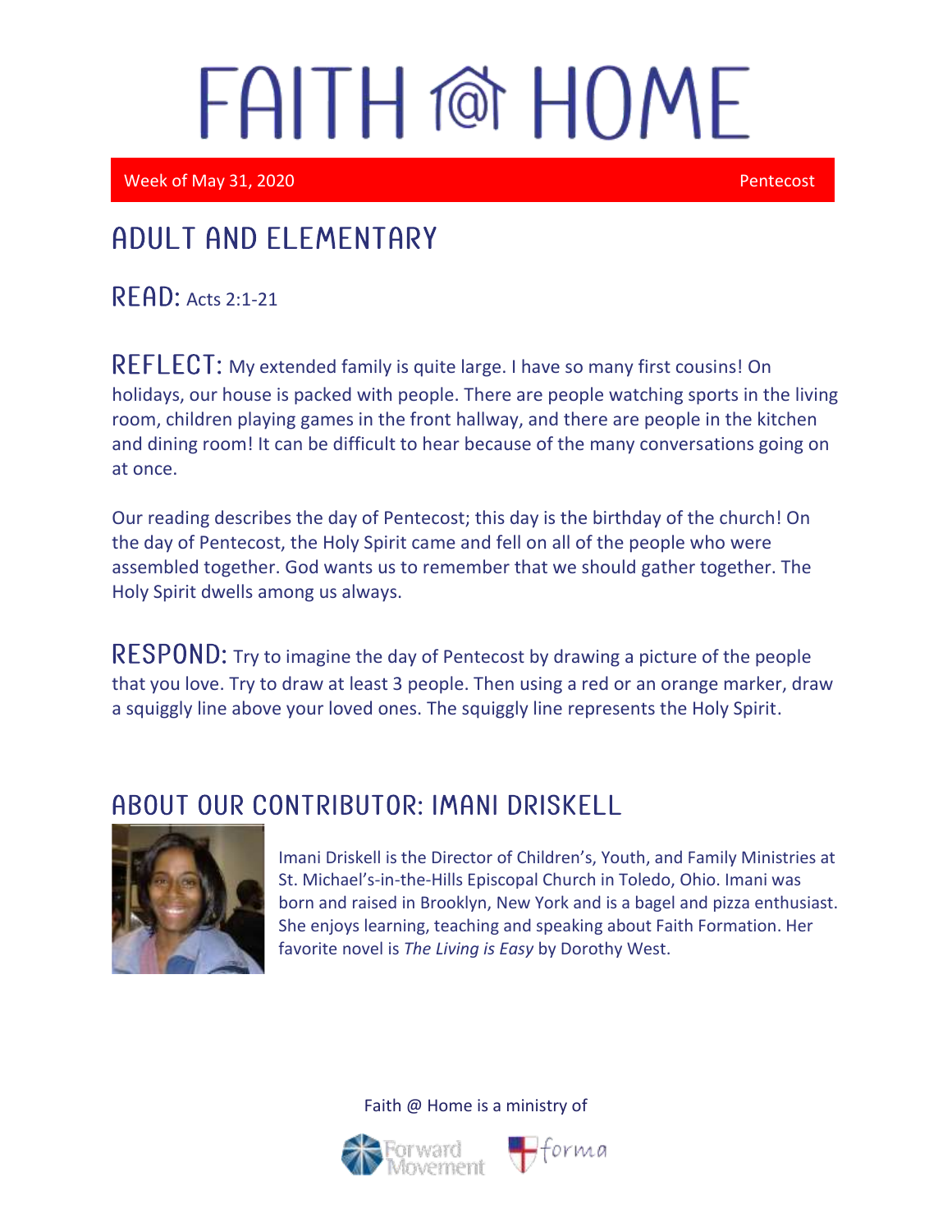# FAITH @ HOME

Week of May 31, 2020 Pentecost

## ADULT AND ELEMENTARY

**READ:** Acts 2:1-21

**REFLECT:** My extended family is quite large. I have so many first cousins! On holidays, our house is packed with people. There are people watching sports in the living room, children playing games in the front hallway, and there are people in the kitchen and dining room! It can be difficult to hear because of the many conversations going on at once.

Our reading describes the day of Pentecost; this day is the birthday of the church! On the day of Pentecost, the Holy Spirit came and fell on all of the people who were assembled together. God wants us to remember that we should gather together. The Holy Spirit dwells among us always.

**RESPOND:** Try to imagine the day of Pentecost by drawing a picture of the people that you love. Try to draw at least 3 people. Then using a red or an orange marker, draw a squiggly line above your loved ones. The squiggly line represents the Holy Spirit.

## ABOUT OUR CONTRIBUTOR: IMANI DRISKELL

Imani Driskell is the Director of Children's, Youth, and Family Ministries at St. Michael's-in-the-Hills Episcopal Church in Toledo, Ohio. Imani was born and raised in Brooklyn, New York and is a bagel and pizza enthusiast. She enjoys learning, teaching and speaking about Faith Formation. Her favorite novel is *The Living is Easy* by Dorothy West.

Faith @ Home is a ministry of Forward Movement forma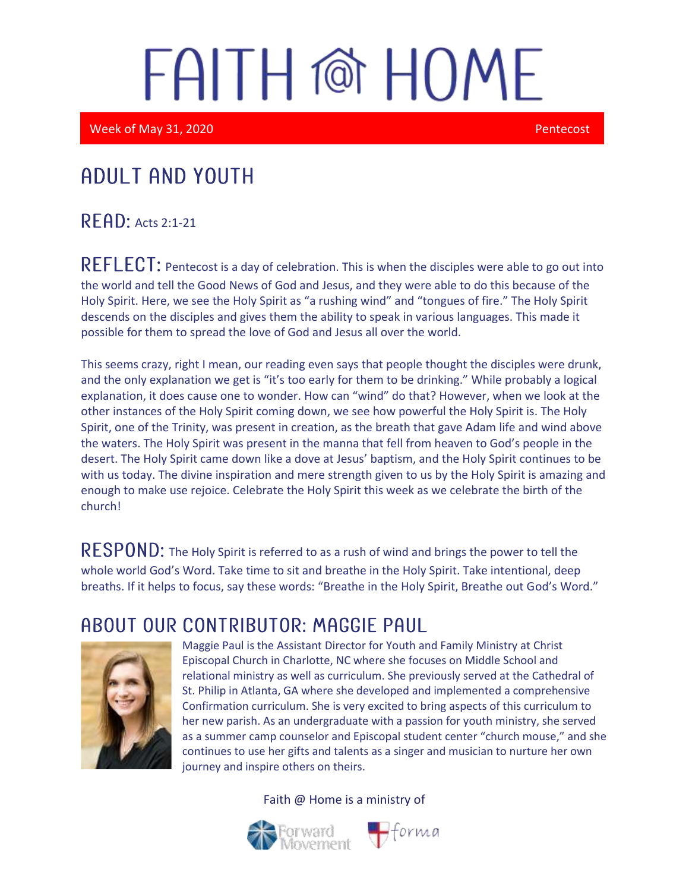# FAITH @ HOME

Week of May 31, 2020 Pentecost

## ADULT AND YOUTH

**READ:** Acts 2:1-21

**REFLECT:** Pentecost is a day of celebration. This is when the disciples were able to go out into the world and tell the Good News of God and Jesus, and they were able to do this because of the Holy Spirit. Here, we see the Holy Spirit as "a rushing wind" and "tongues of fire." The Holy Spirit descends on the disciples and gives them the ability to speak in various languages. This made it possible for them to spread the love of God and Jesus all over the world.

This seems crazy, right I mean, our reading even says that people thought the disciples were drunk, and the only explanation we get is "it's too early for them to be drinking." While probably a logical explanation, it does cause one to wonder. How can "wind" do that? However, when we look at the other instances of the Holy Spirit coming down, we see how powerful the Holy Spirit is. The Holy Spirit, one of the Trinity, was present in creation, as the breath that gave Adam life and wind above the waters. The Holy Spirit was present in the manna that fell from heaven to God's people in the desert. The Holy Spirit came down like a dove at Jesus' baptism, and the Holy Spirit continues to be with us today. The divine inspiration and mere strength given to us by the Holy Spirit is amazing and enough to make use rejoice. Celebrate the Holy Spirit this week as we celebrate the birth of the church!

**RESPOND:** The Holy Spirit is referred to as a rush of wind and brings the power to tell the whole world God's Word. Take time to sit and breathe in the Holy Spirit. Take intentional, deep breaths. If it helps to focus, say these words: "Breathe in the Holy Spirit, Breathe out God's Word."

## ABOUT OUR CONTRIBUTOR: MAGGIE PAUL

Maggie Paul is the Assistant Director for Youth and Family Ministry at Christ Episcopal Church in Charlotte, NC where she focuses on Middle School and relational ministry as well as curriculum. She previously served at the Cathedral of St. Philip in Atlanta, GA where she developed and implemented a comprehensive Confirmation curriculum. She is very excited to bring aspects of this curriculum to her new parish. As an undergraduate with a passion for youth ministry, she served as a summer camp counselor and Episcopal student center "church mouse," and she continues to use her gifts and talents as a singer and musician to nurture her own journey and inspire others on theirs.

Faith @ Home is a ministry of

Forward Movement forma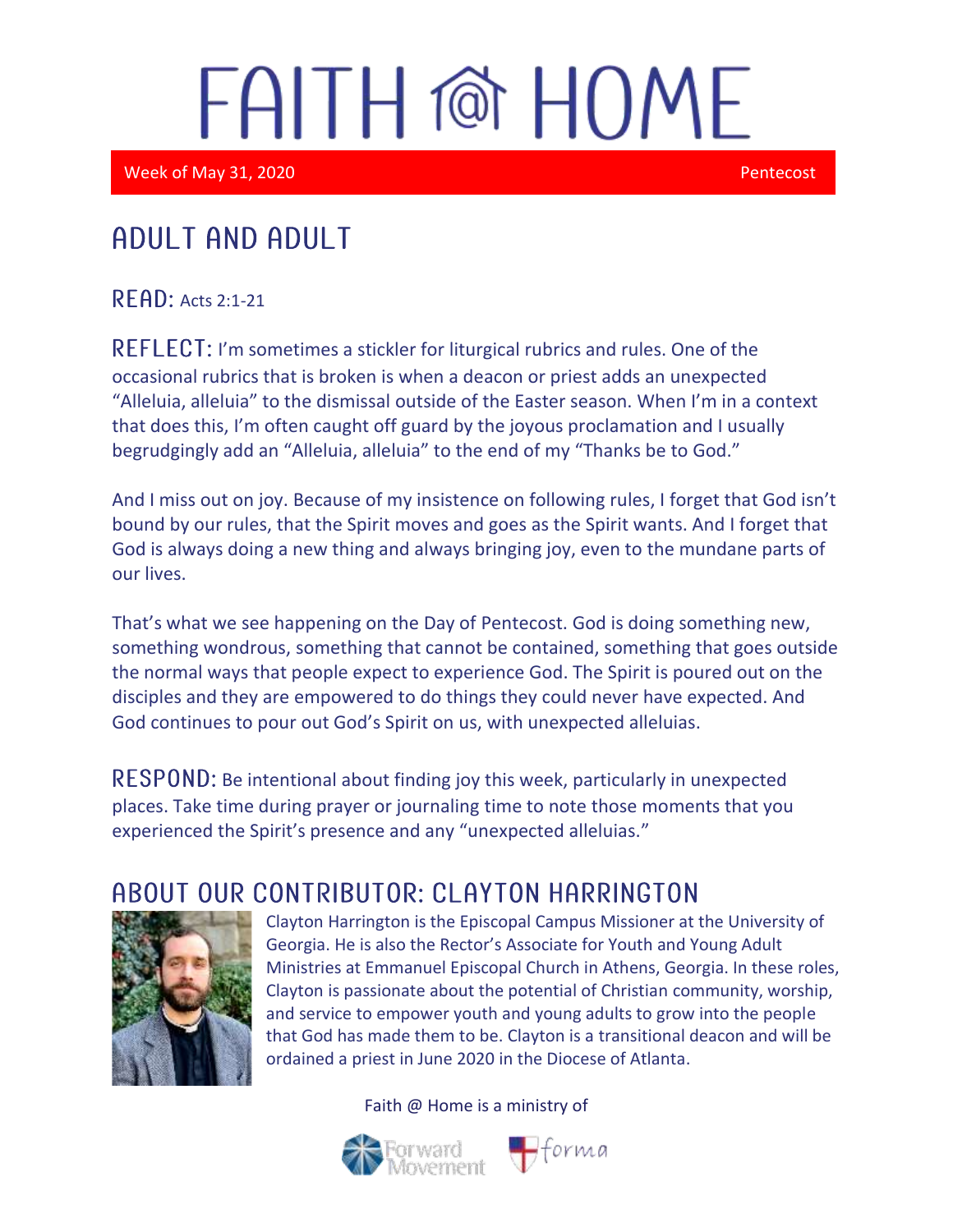# FAITH @ HOME

Week of May 31, 2020 Pentecost

## ADULT AND ADULT

**READ:** Acts 2:1-21

**REFLECT:** I'm sometimes a stickler for liturgical rubrics and rules. One of the occasional rubrics that is broken is when a deacon or priest adds an unexpected "Alleluia, alleluia" to the dismissal outside of the Easter season. When I'm in a context that does this, I'm often caught off guard by the joyous proclamation and I usually begrudgingly add an "Alleluia, alleluia" to the end of my "Thanks be to God."

And I miss out on joy. Because of my insistence on following rules, I forget that God isn't bound by our rules, that the Spirit moves and goes as the Spirit wants. And I forget that God is always doing a new thing and always bringing joy, even to the mundane parts of our lives.

That's what we see happening on the Day of Pentecost. God is doing something new, something wondrous, something that cannot be contained, something that goes outside the normal ways that people expect to experience God. The Spirit is poured out on the disciples and they are empowered to do things they could never have expected. And God continues to pour out God's Spirit on us, with unexpected alleluias.

**RESPOND:** Be intentional about finding joy this week, particularly in unexpected places. Take time during prayer or journaling time to note those moments that you experienced the Spirit's presence and any "unexpected alleluias."

## ABOUT OUR CONTRIBUTOR: CLAYTON HARRINGTON

Clayton Harrington is the Episcopal Campus Missioner at the University of Georgia. He is also the Rector's Associate for Youth and Young Adult Ministries at Emmanuel Episcopal Church in Athens, Georgia. In these roles, Clayton is passionate about the potential of Christian community, worship, and service to empower youth and young adults to grow into the people that God has made them to be. Clayton is a transitional deacon and will be ordained a priest in June 2020 in the Diocese of Atlanta.

Faith @ Home is a ministry of

Forward Movement forma